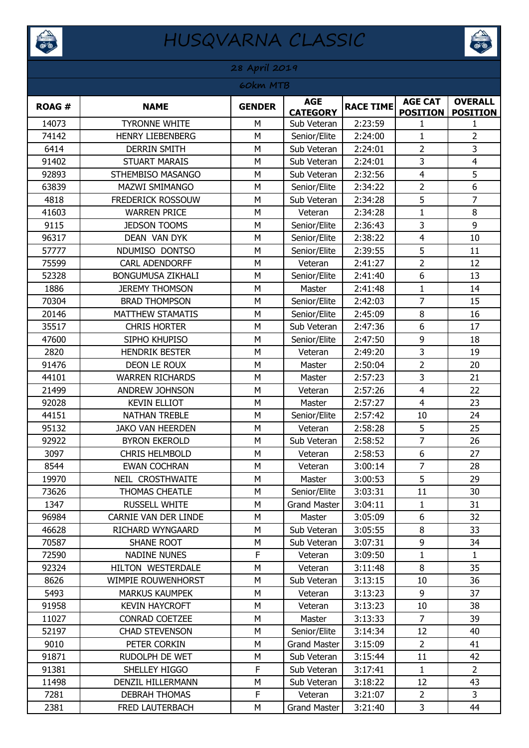# HUSQVARNA CLASSIC

## 28 April 2019

### 60km MTB

| ROAG # | NAME | GENDER | AGE CATEGORY | RACE TIME | AGE CAT POSITION | OVERALL POSITION |
|---|---|---|---|---|---|---|
| 14073 | TYRONNE WHITE | M | Sub Veteran | 2:23:59 | 1 | 1 |
| 74142 | HENRY LIEBENBERG | M | Senior/Elite | 2:24:00 | 1 | 2 |
| 6414 | DERRIN SMITH | M | Sub Veteran | 2:24:01 | 2 | 3 |
| 91402 | STUART MARAIS | M | Sub Veteran | 2:24:01 | 3 | 4 |
| 92893 | STHEMBISO MASANGO | M | Sub Veteran | 2:32:56 | 4 | 5 |
| 63839 | MAZWI SMIMANGO | M | Senior/Elite | 2:34:22 | 2 | 6 |
| 4818 | FREDERICK ROSSOUW | M | Sub Veteran | 2:34:28 | 5 | 7 |
| 41603 | WARREN PRICE | M | Veteran | 2:34:28 | 1 | 8 |
| 9115 | JEDSON TOOMS | M | Senior/Elite | 2:36:43 | 3 | 9 |
| 96317 | DEAN VAN DYK | M | Senior/Elite | 2:38:22 | 4 | 10 |
| 57777 | NDUMISO DONTSO | M | Senior/Elite | 2:39:55 | 5 | 11 |
| 75599 | CARL ADENDORFF | M | Veteran | 2:41:27 | 2 | 12 |
| 52328 | BONGUMUSA ZIKHALI | M | Senior/Elite | 2:41:40 | 6 | 13 |
| 1886 | JEREMY THOMSON | M | Master | 2:41:48 | 1 | 14 |
| 70304 | BRAD THOMPSON | M | Senior/Elite | 2:42:03 | 7 | 15 |
| 20146 | MATTHEW STAMATIS | M | Senior/Elite | 2:45:09 | 8 | 16 |
| 35517 | CHRIS HORTER | M | Sub Veteran | 2:47:36 | 6 | 17 |
| 47600 | SIPHO KHUPISO | M | Senior/Elite | 2:47:50 | 9 | 18 |
| 2820 | HENDRIK BESTER | M | Veteran | 2:49:20 | 3 | 19 |
| 91476 | DEON LE ROUX | M | Master | 2:50:04 | 2 | 20 |
| 44101 | WARREN RICHARDS | M | Master | 2:57:23 | 3 | 21 |
| 21499 | ANDREW JOHNSON | M | Veteran | 2:57:26 | 4 | 22 |
| 92028 | KEVIN ELLIOT | M | Master | 2:57:27 | 4 | 23 |
| 44151 | NATHAN TREBLE | M | Senior/Elite | 2:57:42 | 10 | 24 |
| 95132 | JAKO VAN HEERDEN | M | Veteran | 2:58:28 | 5 | 25 |
| 92922 | BYRON EKEROLD | M | Sub Veteran | 2:58:52 | 7 | 26 |
| 3097 | CHRIS HELMBOLD | M | Veteran | 2:58:53 | 6 | 27 |
| 8544 | EWAN COCHRAN | M | Veteran | 3:00:14 | 7 | 28 |
| 19970 | NEIL CROSTHWAITE | M | Master | 3:00:53 | 5 | 29 |
| 73626 | THOMAS CHEATLE | M | Senior/Elite | 3:03:31 | 11 | 30 |
| 1347 | RUSSELL WHITE | M | Grand Master | 3:04:11 | 1 | 31 |
| 96984 | CARNIE VAN DER LINDE | M | Master | 3:05:09 | 6 | 32 |
| 46628 | RICHARD WYNGAARD | M | Sub Veteran | 3:05:55 | 8 | 33 |
| 70587 | SHANE ROOT | M | Sub Veteran | 3:07:31 | 9 | 34 |
| 72590 | NADINE NUNES | F | Veteran | 3:09:50 | 1 | 1 |
| 92324 | HILTON WESTERDALE | M | Veteran | 3:11:48 | 8 | 35 |
| 8626 | WIMPIE ROUWENHORST | M | Sub Veteran | 3:13:15 | 10 | 36 |
| 5493 | MARKUS KAUMPEK | M | Veteran | 3:13:23 | 9 | 37 |
| 91958 | KEVIN HAYCROFT | M | Veteran | 3:13:23 | 10 | 38 |
| 11027 | CONRAD COETZEE | M | Master | 3:13:33 | 7 | 39 |
| 52197 | CHAD STEVENSON | M | Senior/Elite | 3:14:34 | 12 | 40 |
| 9010 | PETER CORKIN | M | Grand Master | 3:15:09 | 2 | 41 |
| 91871 | RUDOLPH DE WET | M | Sub Veteran | 3:15:44 | 11 | 42 |
| 91381 | SHELLEY HIGGO | F | Sub Veteran | 3:17:41 | 1 | 2 |
| 11498 | DENZIL HILLERMANN | M | Sub Veteran | 3:18:22 | 12 | 43 |
| 7281 | DEBRAH THOMAS | F | Veteran | 3:21:07 | 2 | 3 |
| 2381 | FRED LAUTERBACH | M | Grand Master | 3:21:40 | 3 | 44 |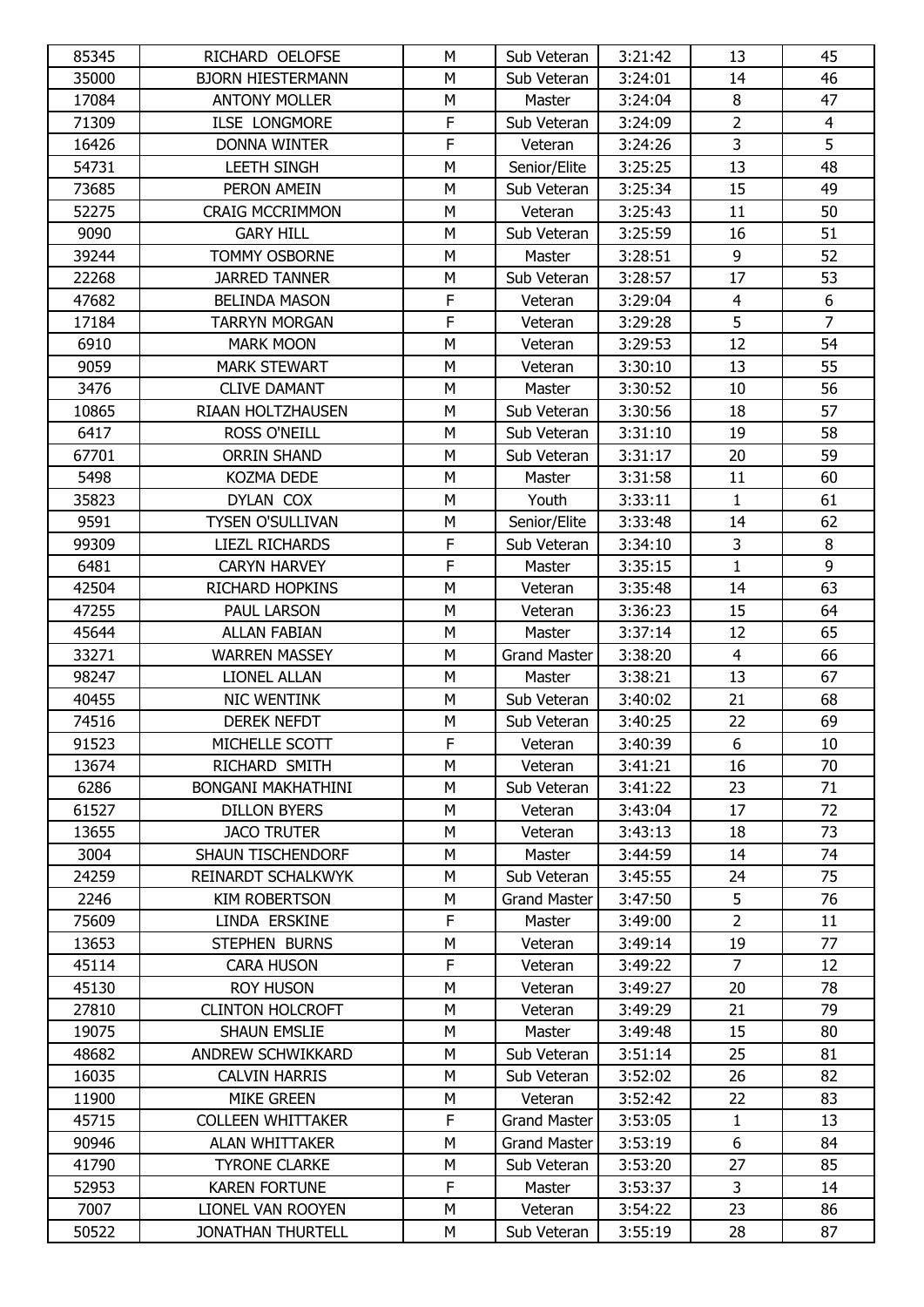| 85345 | RICHARD OELOFSE | M | Sub Veteran | 3:21:42 | 13 | 45 |
|---|---|---|---|---|---|---|
| 35000 | BJORN HIESTERMANN | M | Sub Veteran | 3:24:01 | 14 | 46 |
| 17084 | ANTONY MOLLER | M | Master | 3:24:04 | 8 | 47 |
| 71309 | ILSE LONGMORE | F | Sub Veteran | 3:24:09 | 2 | 4 |
| 16426 | DONNA WINTER | F | Veteran | 3:24:26 | 3 | 5 |
| 54731 | LEETH SINGH | M | Senior/Elite | 3:25:25 | 13 | 48 |
| 73685 | PERON AMEIN | M | Sub Veteran | 3:25:34 | 15 | 49 |
| 52275 | CRAIG MCCRIMMON | M | Veteran | 3:25:43 | 11 | 50 |
| 9090 | GARY HILL | M | Sub Veteran | 3:25:59 | 16 | 51 |
| 39244 | TOMMY OSBORNE | M | Master | 3:28:51 | 9 | 52 |
| 22268 | JARRED TANNER | M | Sub Veteran | 3:28:57 | 17 | 53 |
| 47682 | BELINDA MASON | F | Veteran | 3:29:04 | 4 | 6 |
| 17184 | TARRYN MORGAN | F | Veteran | 3:29:28 | 5 | 7 |
| 6910 | MARK MOON | M | Veteran | 3:29:53 | 12 | 54 |
| 9059 | MARK STEWART | M | Veteran | 3:30:10 | 13 | 55 |
| 3476 | CLIVE DAMANT | M | Master | 3:30:52 | 10 | 56 |
| 10865 | RIAAN HOLTZHAUSEN | M | Sub Veteran | 3:30:56 | 18 | 57 |
| 6417 | ROSS O'NEILL | M | Sub Veteran | 3:31:10 | 19 | 58 |
| 67701 | ORRIN SHAND | M | Sub Veteran | 3:31:17 | 20 | 59 |
| 5498 | KOZMA DEDE | M | Master | 3:31:58 | 11 | 60 |
| 35823 | DYLAN COX | M | Youth | 3:33:11 | 1 | 61 |
| 9591 | TYSEN O'SULLIVAN | M | Senior/Elite | 3:33:48 | 14 | 62 |
| 99309 | LIEZL RICHARDS | F | Sub Veteran | 3:34:10 | 3 | 8 |
| 6481 | CARYN HARVEY | F | Master | 3:35:15 | 1 | 9 |
| 42504 | RICHARD HOPKINS | M | Veteran | 3:35:48 | 14 | 63 |
| 47255 | PAUL LARSON | M | Veteran | 3:36:23 | 15 | 64 |
| 45644 | ALLAN FABIAN | M | Master | 3:37:14 | 12 | 65 |
| 33271 | WARREN MASSEY | M | Grand Master | 3:38:20 | 4 | 66 |
| 98247 | LIONEL ALLAN | M | Master | 3:38:21 | 13 | 67 |
| 40455 | NIC WENTINK | M | Sub Veteran | 3:40:02 | 21 | 68 |
| 74516 | DEREK NEFDT | M | Sub Veteran | 3:40:25 | 22 | 69 |
| 91523 | MICHELLE SCOTT | F | Veteran | 3:40:39 | 6 | 10 |
| 13674 | RICHARD SMITH | M | Veteran | 3:41:21 | 16 | 70 |
| 6286 | BONGANI MAKHATHINI | M | Sub Veteran | 3:41:22 | 23 | 71 |
| 61527 | DILLON BYERS | M | Veteran | 3:43:04 | 17 | 72 |
| 13655 | JACO TRUTER | M | Veteran | 3:43:13 | 18 | 73 |
| 3004 | SHAUN TISCHENDORF | M | Master | 3:44:59 | 14 | 74 |
| 24259 | REINARDT SCHALKWYK | M | Sub Veteran | 3:45:55 | 24 | 75 |
| 2246 | KIM ROBERTSON | M | Grand Master | 3:47:50 | 5 | 76 |
| 75609 | LINDA ERSKINE | F | Master | 3:49:00 | 2 | 11 |
| 13653 | STEPHEN BURNS | M | Veteran | 3:49:14 | 19 | 77 |
| 45114 | CARA HUSON | F | Veteran | 3:49:22 | 7 | 12 |
| 45130 | ROY HUSON | M | Veteran | 3:49:27 | 20 | 78 |
| 27810 | CLINTON HOLCROFT | M | Veteran | 3:49:29 | 21 | 79 |
| 19075 | SHAUN EMSLIE | M | Master | 3:49:48 | 15 | 80 |
| 48682 | ANDREW SCHWIKKARD | M | Sub Veteran | 3:51:14 | 25 | 81 |
| 16035 | CALVIN HARRIS | M | Sub Veteran | 3:52:02 | 26 | 82 |
| 11900 | MIKE GREEN | M | Veteran | 3:52:42 | 22 | 83 |
| 45715 | COLLEEN WHITTAKER | F | Grand Master | 3:53:05 | 1 | 13 |
| 90946 | ALAN WHITTAKER | M | Grand Master | 3:53:19 | 6 | 84 |
| 41790 | TYRONE CLARKE | M | Sub Veteran | 3:53:20 | 27 | 85 |
| 52953 | KAREN FORTUNE | F | Master | 3:53:37 | 3 | 14 |
| 7007 | LIONEL VAN ROOYEN | M | Veteran | 3:54:22 | 23 | 86 |
| 50522 | JONATHAN THURTELL | M | Sub Veteran | 3:55:19 | 28 | 87 |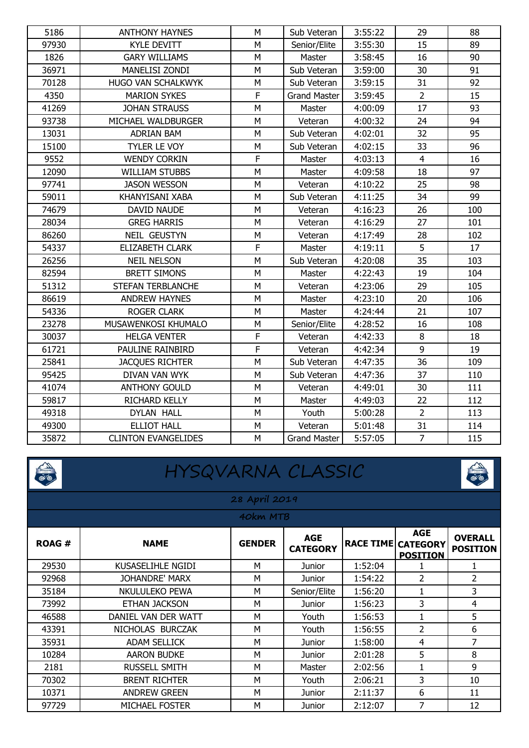| ROAG # | NAME | GENDER | AGE CATEGORY | RACE TIME | AGE CATEGORY POSITION | OVERALL POSITION |
|---|---|---|---|---|---|---|
| 5186 | ANTHONY HAYNES | M | Sub Veteran | 3:55:22 | 29 | 88 |
| 97930 | KYLE DEVITT | M | Senior/Elite | 3:55:30 | 15 | 89 |
| 1826 | GARY WILLIAMS | M | Master | 3:58:45 | 16 | 90 |
| 36971 | MANELISI ZONDI | M | Sub Veteran | 3:59:00 | 30 | 91 |
| 70128 | HUGO VAN SCHALKWYK | M | Sub Veteran | 3:59:15 | 31 | 92 |
| 4350 | MARION SYKES | F | Grand Master | 3:59:45 | 2 | 15 |
| 41269 | JOHAN STRAUSS | M | Master | 4:00:09 | 17 | 93 |
| 93738 | MICHAEL WALDBURGER | M | Veteran | 4:00:32 | 24 | 94 |
| 13031 | ADRIAN BAM | M | Sub Veteran | 4:02:01 | 32 | 95 |
| 15100 | TYLER LE VOY | M | Sub Veteran | 4:02:15 | 33 | 96 |
| 9552 | WENDY CORKIN | F | Master | 4:03:13 | 4 | 16 |
| 12090 | WILLIAM STUBBS | M | Master | 4:09:58 | 18 | 97 |
| 97741 | JASON WESSON | M | Veteran | 4:10:22 | 25 | 98 |
| 59011 | KHANYISANI XABA | M | Sub Veteran | 4:11:25 | 34 | 99 |
| 74679 | DAVID NAUDE | M | Veteran | 4:16:23 | 26 | 100 |
| 28034 | GREG HARRIS | M | Veteran | 4:16:29 | 27 | 101 |
| 86260 | NEIL GEUSTYN | M | Veteran | 4:17:49 | 28 | 102 |
| 54337 | ELIZABETH CLARK | F | Master | 4:19:11 | 5 | 17 |
| 26256 | NEIL NELSON | M | Sub Veteran | 4:20:08 | 35 | 103 |
| 82594 | BRETT SIMONS | M | Master | 4:22:43 | 19 | 104 |
| 51312 | STEFAN TERBLANCHE | M | Veteran | 4:23:06 | 29 | 105 |
| 86619 | ANDREW HAYNES | M | Master | 4:23:10 | 20 | 106 |
| 54336 | ROGER CLARK | M | Master | 4:24:44 | 21 | 107 |
| 23278 | MUSAWENKOSI KHUMALO | M | Senior/Elite | 4:28:52 | 16 | 108 |
| 30037 | HELGA VENTER | F | Veteran | 4:42:33 | 8 | 18 |
| 61721 | PAULINE RAINBIRD | F | Veteran | 4:42:34 | 9 | 19 |
| 25841 | JACQUES RICHTER | M | Sub Veteran | 4:47:35 | 36 | 109 |
| 95425 | DIVAN VAN WYK | M | Sub Veteran | 4:47:36 | 37 | 110 |
| 41074 | ANTHONY GOULD | M | Veteran | 4:49:01 | 30 | 111 |
| 59817 | RICHARD KELLY | M | Master | 4:49:03 | 22 | 112 |
| 49318 | DYLAN HALL | M | Youth | 5:00:28 | 2 | 113 |
| 49300 | ELLIOT HALL | M | Veteran | 5:01:48 | 31 | 114 |
| 35872 | CLINTON EVANGELIDES | M | Grand Master | 5:57:05 | 7 | 115 |

# HYSQVARNA CLASSIC

## 28 April 2019

### 40km MTB

| ROAG # | NAME | GENDER | AGE CATEGORY | RACE TIME | AGE CATEGORY POSITION | OVERALL POSITION |
|---|---|---|---|---|---|---|
| 29530 | KUSASELIHLE NGIDI | M | Junior | 1:52:04 | 1 | 1 |
| 92968 | JOHANDRE' MARX | M | Junior | 1:54:22 | 2 | 2 |
| 35184 | NKULULEKO PEWA | M | Senior/Elite | 1:56:20 | 1 | 3 |
| 73992 | ETHAN JACKSON | M | Junior | 1:56:23 | 3 | 4 |
| 46588 | DANIEL VAN DER WATT | M | Youth | 1:56:53 | 1 | 5 |
| 43391 | NICHOLAS BURCZAK | M | Youth | 1:56:55 | 2 | 6 |
| 35931 | ADAM SELLICK | M | Junior | 1:58:00 | 4 | 7 |
| 10284 | AARON BUDKE | M | Junior | 2:01:28 | 5 | 8 |
| 2181 | RUSSELL SMITH | M | Master | 2:02:56 | 1 | 9 |
| 70302 | BRENT RICHTER | M | Youth | 2:06:21 | 3 | 10 |
| 10371 | ANDREW GREEN | M | Junior | 2:11:37 | 6 | 11 |
| 97729 | MICHAEL FOSTER | M | Junior | 2:12:07 | 7 | 12 |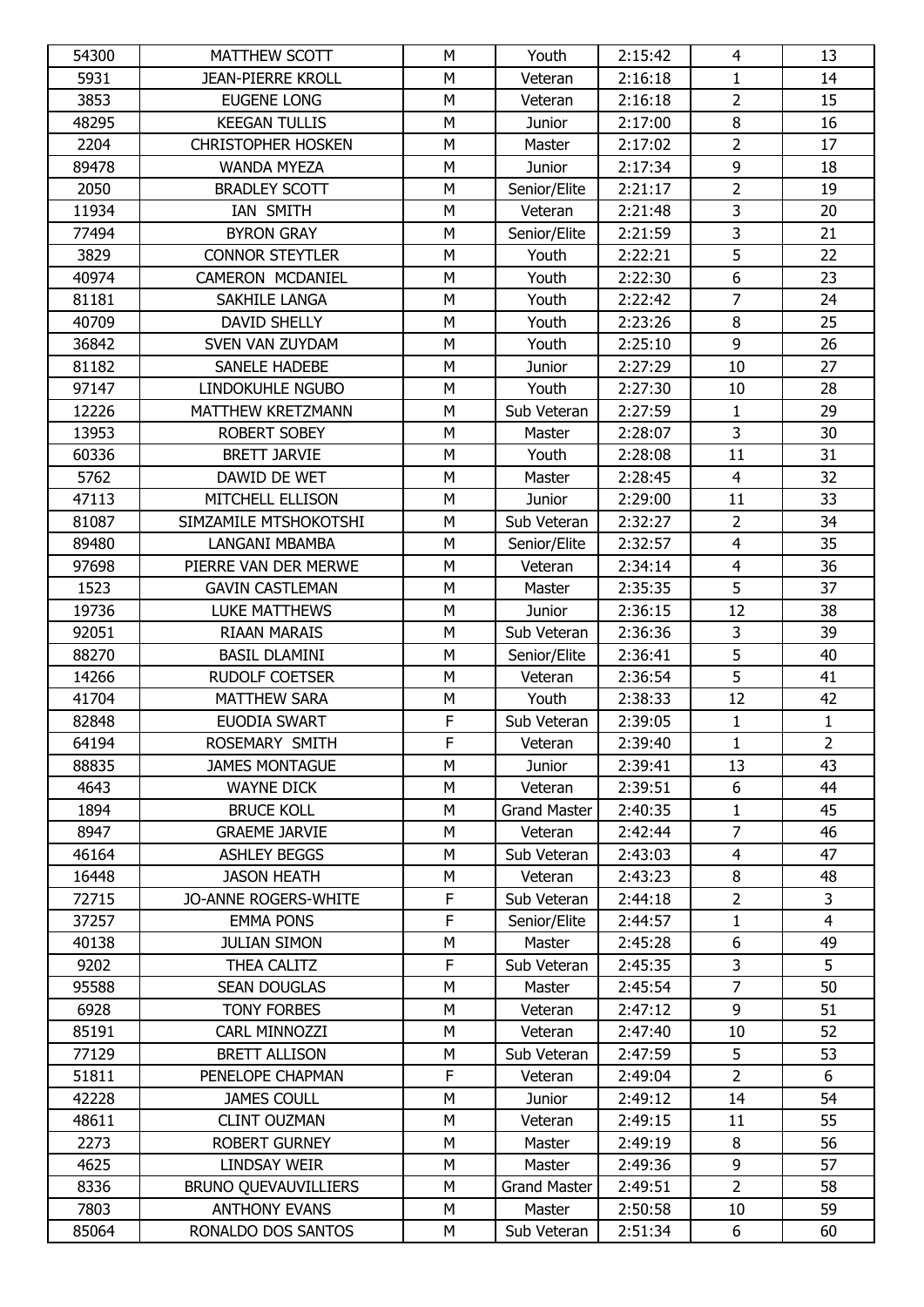| 54300 | MATTHEW SCOTT | M | Youth | 2:15:42 | 4 | 13 |
|---|---|---|---|---|---|---|
| 5931 | JEAN-PIERRE KROLL | M | Veteran | 2:16:18 | 1 | 14 |
| 3853 | EUGENE LONG | M | Veteran | 2:16:18 | 2 | 15 |
| 48295 | KEEGAN TULLIS | M | Junior | 2:17:00 | 8 | 16 |
| 2204 | CHRISTOPHER HOSKEN | M | Master | 2:17:02 | 2 | 17 |
| 89478 | WANDA MYEZA | M | Junior | 2:17:34 | 9 | 18 |
| 2050 | BRADLEY SCOTT | M | Senior/Elite | 2:21:17 | 2 | 19 |
| 11934 | IAN SMITH | M | Veteran | 2:21:48 | 3 | 20 |
| 77494 | BYRON GRAY | M | Senior/Elite | 2:21:59 | 3 | 21 |
| 3829 | CONNOR STEYTLER | M | Youth | 2:22:21 | 5 | 22 |
| 40974 | CAMERON MCDANIEL | M | Youth | 2:22:30 | 6 | 23 |
| 81181 | SAKHILE LANGA | M | Youth | 2:22:42 | 7 | 24 |
| 40709 | DAVID SHELLY | M | Youth | 2:23:26 | 8 | 25 |
| 36842 | SVEN VAN ZUYDAM | M | Youth | 2:25:10 | 9 | 26 |
| 81182 | SANELE HADEBE | M | Junior | 2:27:29 | 10 | 27 |
| 97147 | LINDOKUHLE NGUBO | M | Youth | 2:27:30 | 10 | 28 |
| 12226 | MATTHEW KRETZMANN | M | Sub Veteran | 2:27:59 | 1 | 29 |
| 13953 | ROBERT SOBEY | M | Master | 2:28:07 | 3 | 30 |
| 60336 | BRETT JARVIE | M | Youth | 2:28:08 | 11 | 31 |
| 5762 | DAWID DE WET | M | Master | 2:28:45 | 4 | 32 |
| 47113 | MITCHELL ELLISON | M | Junior | 2:29:00 | 11 | 33 |
| 81087 | SIMZAMILE MTSHOKOTSHI | M | Sub Veteran | 2:32:27 | 2 | 34 |
| 89480 | LANGANI MBAMBA | M | Senior/Elite | 2:32:57 | 4 | 35 |
| 97698 | PIERRE VAN DER MERWE | M | Veteran | 2:34:14 | 4 | 36 |
| 1523 | GAVIN CASTLEMAN | M | Master | 2:35:35 | 5 | 37 |
| 19736 | LUKE MATTHEWS | M | Junior | 2:36:15 | 12 | 38 |
| 92051 | RIAAN MARAIS | M | Sub Veteran | 2:36:36 | 3 | 39 |
| 88270 | BASIL DLAMINI | M | Senior/Elite | 2:36:41 | 5 | 40 |
| 14266 | RUDOLF COETSER | M | Veteran | 2:36:54 | 5 | 41 |
| 41704 | MATTHEW SARA | M | Youth | 2:38:33 | 12 | 42 |
| 82848 | EUODIA SWART | F | Sub Veteran | 2:39:05 | 1 | 1 |
| 64194 | ROSEMARY SMITH | F | Veteran | 2:39:40 | 1 | 2 |
| 88835 | JAMES MONTAGUE | M | Junior | 2:39:41 | 13 | 43 |
| 4643 | WAYNE DICK | M | Veteran | 2:39:51 | 6 | 44 |
| 1894 | BRUCE KOLL | M | Grand Master | 2:40:35 | 1 | 45 |
| 8947 | GRAEME JARVIE | M | Veteran | 2:42:44 | 7 | 46 |
| 46164 | ASHLEY BEGGS | M | Sub Veteran | 2:43:03 | 4 | 47 |
| 16448 | JASON HEATH | M | Veteran | 2:43:23 | 8 | 48 |
| 72715 | JO-ANNE ROGERS-WHITE | F | Sub Veteran | 2:44:18 | 2 | 3 |
| 37257 | EMMA PONS | F | Senior/Elite | 2:44:57 | 1 | 4 |
| 40138 | JULIAN SIMON | M | Master | 2:45:28 | 6 | 49 |
| 9202 | THEA CALITZ | F | Sub Veteran | 2:45:35 | 3 | 5 |
| 95588 | SEAN DOUGLAS | M | Master | 2:45:54 | 7 | 50 |
| 6928 | TONY FORBES | M | Veteran | 2:47:12 | 9 | 51 |
| 85191 | CARL MINNOZZI | M | Veteran | 2:47:40 | 10 | 52 |
| 77129 | BRETT ALLISON | M | Sub Veteran | 2:47:59 | 5 | 53 |
| 51811 | PENELOPE CHAPMAN | F | Veteran | 2:49:04 | 2 | 6 |
| 42228 | JAMES COULL | M | Junior | 2:49:12 | 14 | 54 |
| 48611 | CLINT OUZMAN | M | Veteran | 2:49:15 | 11 | 55 |
| 2273 | ROBERT GURNEY | M | Master | 2:49:19 | 8 | 56 |
| 4625 | LINDSAY WEIR | M | Master | 2:49:36 | 9 | 57 |
| 8336 | BRUNO QUEVAUVILLIERS | M | Grand Master | 2:49:51 | 2 | 58 |
| 7803 | ANTHONY EVANS | M | Master | 2:50:58 | 10 | 59 |
| 85064 | RONALDO DOS SANTOS | M | Sub Veteran | 2:51:34 | 6 | 60 |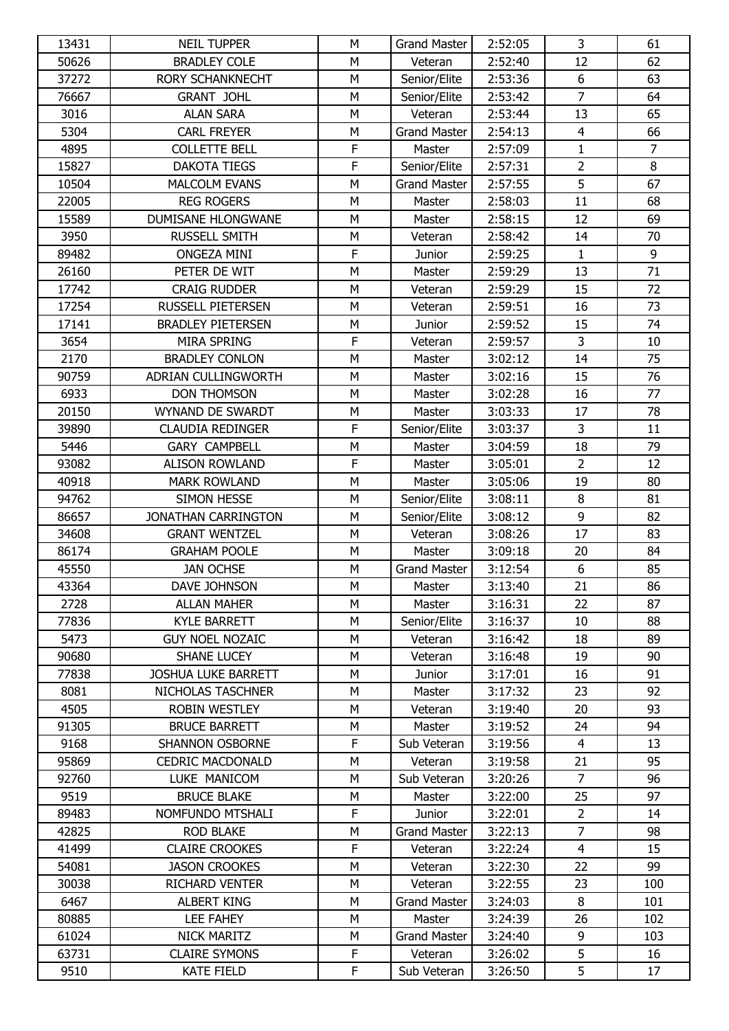| 13431 | NEIL TUPPER | M | Grand Master | 2:52:05 | 3 | 61 |
|---|---|---|---|---|---|---|
| 50626 | BRADLEY COLE | M | Veteran | 2:52:40 | 12 | 62 |
| 37272 | RORY SCHANKNECHT | M | Senior/Elite | 2:53:36 | 6 | 63 |
| 76667 | GRANT JOHL | M | Senior/Elite | 2:53:42 | 7 | 64 |
| 3016 | ALAN SARA | M | Veteran | 2:53:44 | 13 | 65 |
| 5304 | CARL FREYER | M | Grand Master | 2:54:13 | 4 | 66 |
| 4895 | COLLETTE BELL | F | Master | 2:57:09 | 1 | 7 |
| 15827 | DAKOTA TIEGS | F | Senior/Elite | 2:57:31 | 2 | 8 |
| 10504 | MALCOLM EVANS | M | Grand Master | 2:57:55 | 5 | 67 |
| 22005 | REG ROGERS | M | Master | 2:58:03 | 11 | 68 |
| 15589 | DUMISANE HLONGWANE | M | Master | 2:58:15 | 12 | 69 |
| 3950 | RUSSELL SMITH | M | Veteran | 2:58:42 | 14 | 70 |
| 89482 | ONGEZA MINI | F | Junior | 2:59:25 | 1 | 9 |
| 26160 | PETER DE WIT | M | Master | 2:59:29 | 13 | 71 |
| 17742 | CRAIG RUDDER | M | Veteran | 2:59:29 | 15 | 72 |
| 17254 | RUSSELL PIETERSEN | M | Veteran | 2:59:51 | 16 | 73 |
| 17141 | BRADLEY PIETERSEN | M | Junior | 2:59:52 | 15 | 74 |
| 3654 | MIRA SPRING | F | Veteran | 2:59:57 | 3 | 10 |
| 2170 | BRADLEY CONLON | M | Master | 3:02:12 | 14 | 75 |
| 90759 | ADRIAN CULLINGWORTH | M | Master | 3:02:16 | 15 | 76 |
| 6933 | DON THOMSON | M | Master | 3:02:28 | 16 | 77 |
| 20150 | WYNAND DE SWARDT | M | Master | 3:03:33 | 17 | 78 |
| 39890 | CLAUDIA REDINGER | F | Senior/Elite | 3:03:37 | 3 | 11 |
| 5446 | GARY CAMPBELL | M | Master | 3:04:59 | 18 | 79 |
| 93082 | ALISON ROWLAND | F | Master | 3:05:01 | 2 | 12 |
| 40918 | MARK ROWLAND | M | Master | 3:05:06 | 19 | 80 |
| 94762 | SIMON HESSE | M | Senior/Elite | 3:08:11 | 8 | 81 |
| 86657 | JONATHAN CARRINGTON | M | Senior/Elite | 3:08:12 | 9 | 82 |
| 34608 | GRANT WENTZEL | M | Veteran | 3:08:26 | 17 | 83 |
| 86174 | GRAHAM POOLE | M | Master | 3:09:18 | 20 | 84 |
| 45550 | JAN OCHSE | M | Grand Master | 3:12:54 | 6 | 85 |
| 43364 | DAVE JOHNSON | M | Master | 3:13:40 | 21 | 86 |
| 2728 | ALLAN MAHER | M | Master | 3:16:31 | 22 | 87 |
| 77836 | KYLE BARRETT | M | Senior/Elite | 3:16:37 | 10 | 88 |
| 5473 | GUY NOEL NOZAIC | M | Veteran | 3:16:42 | 18 | 89 |
| 90680 | SHANE LUCEY | M | Veteran | 3:16:48 | 19 | 90 |
| 77838 | JOSHUA LUKE BARRETT | M | Junior | 3:17:01 | 16 | 91 |
| 8081 | NICHOLAS TASCHNER | M | Master | 3:17:32 | 23 | 92 |
| 4505 | ROBIN WESTLEY | M | Veteran | 3:19:40 | 20 | 93 |
| 91305 | BRUCE BARRETT | M | Master | 3:19:52 | 24 | 94 |
| 9168 | SHANNON OSBORNE | F | Sub Veteran | 3:19:56 | 4 | 13 |
| 95869 | CEDRIC MACDONALD | M | Veteran | 3:19:58 | 21 | 95 |
| 92760 | LUKE MANICOM | M | Sub Veteran | 3:20:26 | 7 | 96 |
| 9519 | BRUCE BLAKE | M | Master | 3:22:00 | 25 | 97 |
| 89483 | NOMFUNDO MTSHALI | F | Junior | 3:22:01 | 2 | 14 |
| 42825 | ROD BLAKE | M | Grand Master | 3:22:13 | 7 | 98 |
| 41499 | CLAIRE CROOKES | F | Veteran | 3:22:24 | 4 | 15 |
| 54081 | JASON CROOKES | M | Veteran | 3:22:30 | 22 | 99 |
| 30038 | RICHARD VENTER | M | Veteran | 3:22:55 | 23 | 100 |
| 6467 | ALBERT KING | M | Grand Master | 3:24:03 | 8 | 101 |
| 80885 | LEE FAHEY | M | Master | 3:24:39 | 26 | 102 |
| 61024 | NICK MARITZ | M | Grand Master | 3:24:40 | 9 | 103 |
| 63731 | CLAIRE SYMONS | F | Veteran | 3:26:02 | 5 | 16 |
| 9510 | KATE FIELD | F | Sub Veteran | 3:26:50 | 5 | 17 |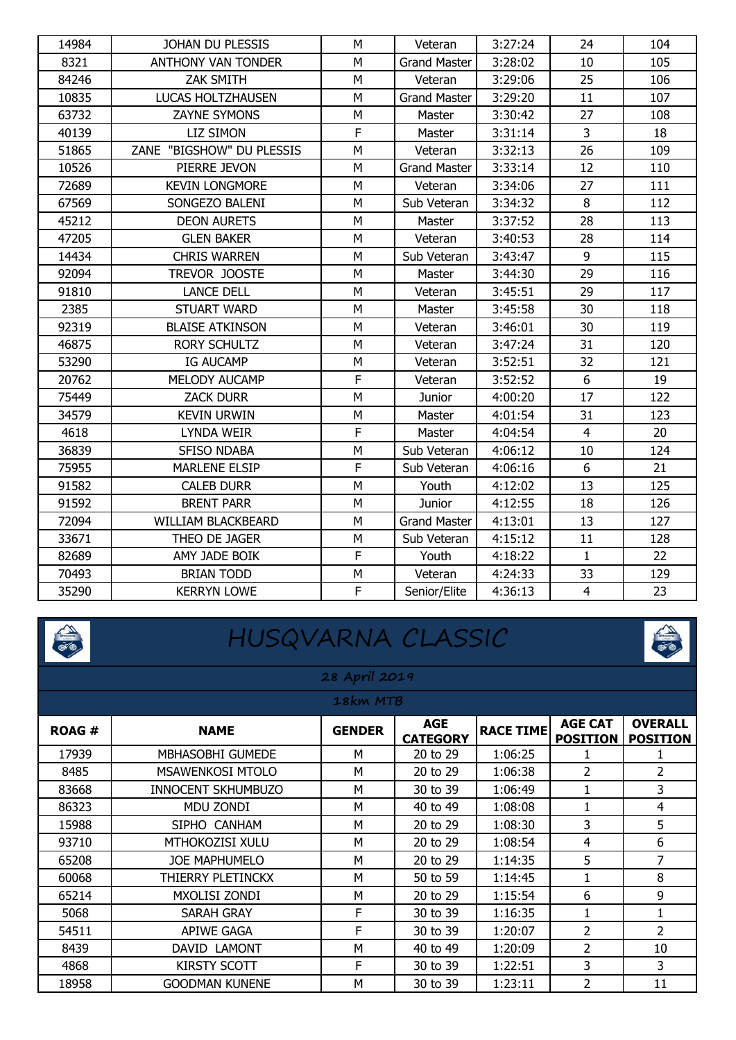| | | | | | | |
|---|---|---|---|---|---|---|
| 14984 | JOHAN DU PLESSIS | M | Veteran | 3:27:24 | 24 | 104 |
| 8321 | ANTHONY VAN TONDER | M | Grand Master | 3:28:02 | 10 | 105 |
| 84246 | ZAK SMITH | M | Veteran | 3:29:06 | 25 | 106 |
| 10835 | LUCAS HOLTZHAUSEN | M | Grand Master | 3:29:20 | 11 | 107 |
| 63732 | ZAYNE SYMONS | M | Master | 3:30:42 | 27 | 108 |
| 40139 | LIZ SIMON | F | Master | 3:31:14 | 3 | 18 |
| 51865 | ZANE "BIGSHOW" DU PLESSIS | M | Veteran | 3:32:13 | 26 | 109 |
| 10526 | PIERRE JEVON | M | Grand Master | 3:33:14 | 12 | 110 |
| 72689 | KEVIN LONGMORE | M | Veteran | 3:34:06 | 27 | 111 |
| 67569 | SONGEZO BALENI | M | Sub Veteran | 3:34:32 | 8 | 112 |
| 45212 | DEON AURETS | M | Master | 3:37:52 | 28 | 113 |
| 47205 | GLEN BAKER | M | Veteran | 3:40:53 | 28 | 114 |
| 14434 | CHRIS WARREN | M | Sub Veteran | 3:43:47 | 9 | 115 |
| 92094 | TREVOR JOOSTE | M | Master | 3:44:30 | 29 | 116 |
| 91810 | LANCE DELL | M | Veteran | 3:45:51 | 29 | 117 |
| 2385 | STUART WARD | M | Master | 3:45:58 | 30 | 118 |
| 92319 | BLAISE ATKINSON | M | Veteran | 3:46:01 | 30 | 119 |
| 46875 | RORY SCHULTZ | M | Veteran | 3:47:24 | 31 | 120 |
| 53290 | IG AUCAMP | M | Veteran | 3:52:51 | 32 | 121 |
| 20762 | MELODY AUCAMP | F | Veteran | 3:52:52 | 6 | 19 |
| 75449 | ZACK DURR | M | Junior | 4:00:20 | 17 | 122 |
| 34579 | KEVIN URWIN | M | Master | 4:01:54 | 31 | 123 |
| 4618 | LYNDA WEIR | F | Master | 4:04:54 | 4 | 20 |
| 36839 | SFISO NDABA | M | Sub Veteran | 4:06:12 | 10 | 124 |
| 75955 | MARLENE ELSIP | F | Sub Veteran | 4:06:16 | 6 | 21 |
| 91582 | CALEB DURR | M | Youth | 4:12:02 | 13 | 125 |
| 91592 | BRENT PARR | M | Junior | 4:12:55 | 18 | 126 |
| 72094 | WILLIAM BLACKBEARD | M | Grand Master | 4:13:01 | 13 | 127 |
| 33671 | THEO DE JAGER | M | Sub Veteran | 4:15:12 | 11 | 128 |
| 82689 | AMY JADE BOIK | F | Youth | 4:18:22 | 1 | 22 |
| 70493 | BRIAN TODD | M | Veteran | 4:24:33 | 33 | 129 |
| 35290 | KERRYN LOWE | F | Senior/Elite | 4:36:13 | 4 | 23 |

# HUSQVARNA CLASSIC

## 28 April 2019

### 18km MTB

| ROAG # | NAME | GENDER | AGE CATEGORY | RACE TIME | AGE CAT POSITION | OVERALL POSITION |
|---|---|---|---|---|---|---|
| 17939 | MBHASOBHI GUMEDE | M | 20 to 29 | 1:06:25 | 1 | 1 |
| 8485 | MSAWENKOSI MTOLO | M | 20 to 29 | 1:06:38 | 2 | 2 |
| 83668 | INNOCENT SKHUMBUZO | M | 30 to 39 | 1:06:49 | 1 | 3 |
| 86323 | MDU ZONDI | M | 40 to 49 | 1:08:08 | 1 | 4 |
| 15988 | SIPHO CANHAM | M | 20 to 29 | 1:08:30 | 3 | 5 |
| 93710 | MTHOKOZISI XULU | M | 20 to 29 | 1:08:54 | 4 | 6 |
| 65208 | JOE MAPHUMELO | M | 20 to 29 | 1:14:35 | 5 | 7 |
| 60068 | THIERRY PLETINCKX | M | 50 to 59 | 1:14:45 | 1 | 8 |
| 65214 | MXOLISI ZONDI | M | 20 to 29 | 1:15:54 | 6 | 9 |
| 5068 | SARAH GRAY | F | 30 to 39 | 1:16:35 | 1 | 1 |
| 54511 | APIWE GAGA | F | 30 to 39 | 1:20:07 | 2 | 2 |
| 8439 | DAVID LAMONT | M | 40 to 49 | 1:20:09 | 2 | 10 |
| 4868 | KIRSTY SCOTT | F | 30 to 39 | 1:22:51 | 3 | 3 |
| 18958 | GOODMAN KUNENE | M | 30 to 39 | 1:23:11 | 2 | 11 |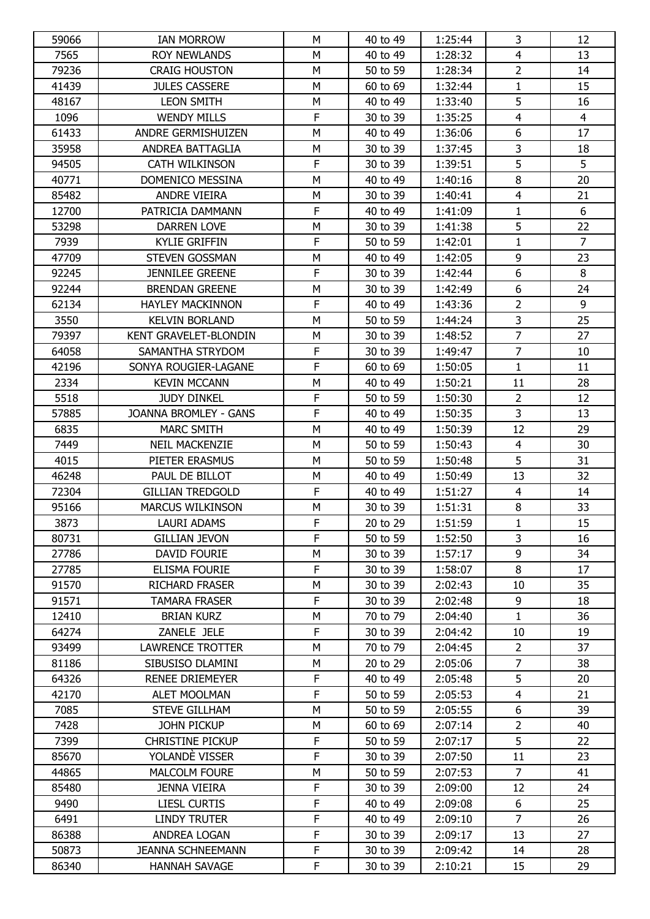| 59066 | IAN MORROW | M | 40 to 49 | 1:25:44 | 3 | 12 |
|---|---|---|---|---|---|---|
| 7565 | ROY NEWLANDS | M | 40 to 49 | 1:28:32 | 4 | 13 |
| 79236 | CRAIG HOUSTON | M | 50 to 59 | 1:28:34 | 2 | 14 |
| 41439 | JULES CASSERE | M | 60 to 69 | 1:32:44 | 1 | 15 |
| 48167 | LEON SMITH | M | 40 to 49 | 1:33:40 | 5 | 16 |
| 1096 | WENDY MILLS | F | 30 to 39 | 1:35:25 | 4 | 4 |
| 61433 | ANDRE GERMISHUIZEN | M | 40 to 49 | 1:36:06 | 6 | 17 |
| 35958 | ANDREA BATTAGLIA | M | 30 to 39 | 1:37:45 | 3 | 18 |
| 94505 | CATH WILKINSON | F | 30 to 39 | 1:39:51 | 5 | 5 |
| 40771 | DOMENICO MESSINA | M | 40 to 49 | 1:40:16 | 8 | 20 |
| 85482 | ANDRE VIEIRA | M | 30 to 39 | 1:40:41 | 4 | 21 |
| 12700 | PATRICIA DAMMANN | F | 40 to 49 | 1:41:09 | 1 | 6 |
| 53298 | DARREN LOVE | M | 30 to 39 | 1:41:38 | 5 | 22 |
| 7939 | KYLIE GRIFFIN | F | 50 to 59 | 1:42:01 | 1 | 7 |
| 47709 | STEVEN GOSSMAN | M | 40 to 49 | 1:42:05 | 9 | 23 |
| 92245 | JENNILEE GREENE | F | 30 to 39 | 1:42:44 | 6 | 8 |
| 92244 | BRENDAN GREENE | M | 30 to 39 | 1:42:49 | 6 | 24 |
| 62134 | HAYLEY MACKINNON | F | 40 to 49 | 1:43:36 | 2 | 9 |
| 3550 | KELVIN BORLAND | M | 50 to 59 | 1:44:24 | 3 | 25 |
| 79397 | KENT GRAVELET-BLONDIN | M | 30 to 39 | 1:48:52 | 7 | 27 |
| 64058 | SAMANTHA STRYDOM | F | 30 to 39 | 1:49:47 | 7 | 10 |
| 42196 | SONYA ROUGIER-LAGANE | F | 60 to 69 | 1:50:05 | 1 | 11 |
| 2334 | KEVIN MCCANN | M | 40 to 49 | 1:50:21 | 11 | 28 |
| 5518 | JUDY DINKEL | F | 50 to 59 | 1:50:30 | 2 | 12 |
| 57885 | JOANNA BROMLEY - GANS | F | 40 to 49 | 1:50:35 | 3 | 13 |
| 6835 | MARC SMITH | M | 40 to 49 | 1:50:39 | 12 | 29 |
| 7449 | NEIL MACKENZIE | M | 50 to 59 | 1:50:43 | 4 | 30 |
| 4015 | PIETER ERASMUS | M | 50 to 59 | 1:50:48 | 5 | 31 |
| 46248 | PAUL DE BILLOT | M | 40 to 49 | 1:50:49 | 13 | 32 |
| 72304 | GILLIAN TREDGOLD | F | 40 to 49 | 1:51:27 | 4 | 14 |
| 95166 | MARCUS WILKINSON | M | 30 to 39 | 1:51:31 | 8 | 33 |
| 3873 | LAURI ADAMS | F | 20 to 29 | 1:51:59 | 1 | 15 |
| 80731 | GILLIAN JEVON | F | 50 to 59 | 1:52:50 | 3 | 16 |
| 27786 | DAVID FOURIE | M | 30 to 39 | 1:57:17 | 9 | 34 |
| 27785 | ELISMA FOURIE | F | 30 to 39 | 1:58:07 | 8 | 17 |
| 91570 | RICHARD FRASER | M | 30 to 39 | 2:02:43 | 10 | 35 |
| 91571 | TAMARA FRASER | F | 30 to 39 | 2:02:48 | 9 | 18 |
| 12410 | BRIAN KURZ | M | 70 to 79 | 2:04:40 | 1 | 36 |
| 64274 | ZANELE JELE | F | 30 to 39 | 2:04:42 | 10 | 19 |
| 93499 | LAWRENCE TROTTER | M | 70 to 79 | 2:04:45 | 2 | 37 |
| 81186 | SIBUSISO DLAMINI | M | 20 to 29 | 2:05:06 | 7 | 38 |
| 64326 | RENEE DRIEMEYER | F | 40 to 49 | 2:05:48 | 5 | 20 |
| 42170 | ALET MOOLMAN | F | 50 to 59 | 2:05:53 | 4 | 21 |
| 7085 | STEVE GILLHAM | M | 50 to 59 | 2:05:55 | 6 | 39 |
| 7428 | JOHN PICKUP | M | 60 to 69 | 2:07:14 | 2 | 40 |
| 7399 | CHRISTINE PICKUP | F | 50 to 59 | 2:07:17 | 5 | 22 |
| 85670 | YOLANDÈ VISSER | F | 30 to 39 | 2:07:50 | 11 | 23 |
| 44865 | MALCOLM FOURE | M | 50 to 59 | 2:07:53 | 7 | 41 |
| 85480 | JENNA VIEIRA | F | 30 to 39 | 2:09:00 | 12 | 24 |
| 9490 | LIESL CURTIS | F | 40 to 49 | 2:09:08 | 6 | 25 |
| 6491 | LINDY TRUTER | F | 40 to 49 | 2:09:10 | 7 | 26 |
| 86388 | ANDREA LOGAN | F | 30 to 39 | 2:09:17 | 13 | 27 |
| 50873 | JEANNA SCHNEEMANN | F | 30 to 39 | 2:09:42 | 14 | 28 |
| 86340 | HANNAH SAVAGE | F | 30 to 39 | 2:10:21 | 15 | 29 |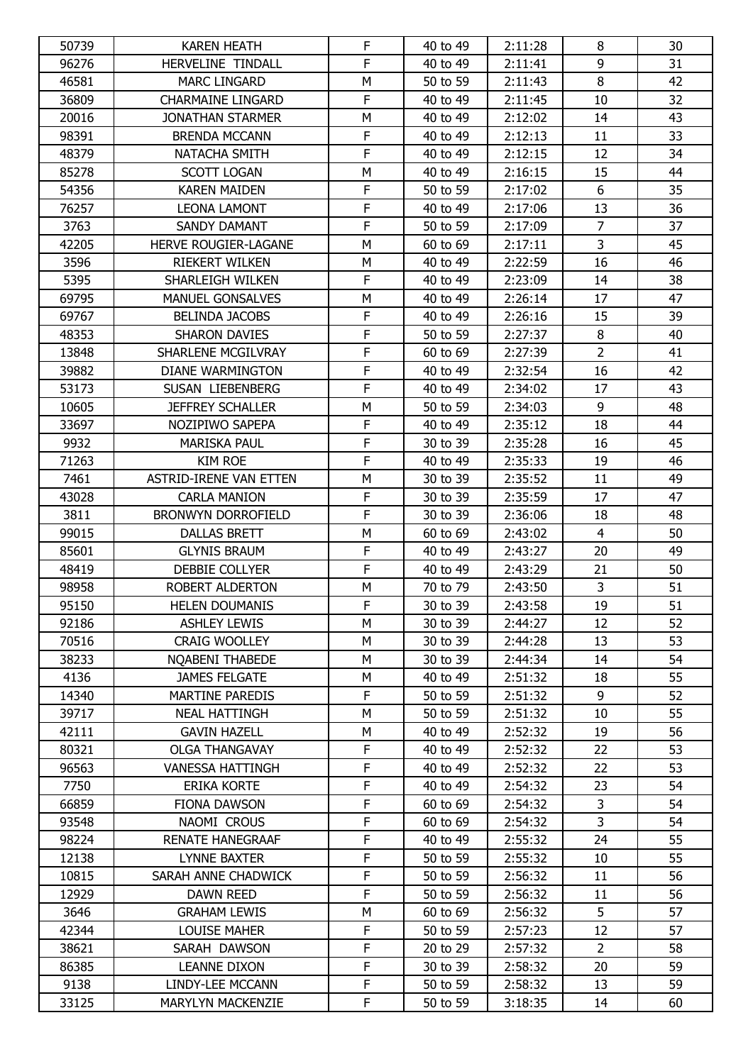| 50739 | KAREN HEATH | F | 40 to 49 | 2:11:28 | 8 | 30 |
|---|---|---|---|---|---|---|
| 96276 | HERVELINE TINDALL | F | 40 to 49 | 2:11:41 | 9 | 31 |
| 46581 | MARC LINGARD | M | 50 to 59 | 2:11:43 | 8 | 42 |
| 36809 | CHARMAINE LINGARD | F | 40 to 49 | 2:11:45 | 10 | 32 |
| 20016 | JONATHAN STARMER | M | 40 to 49 | 2:12:02 | 14 | 43 |
| 98391 | BRENDA MCCANN | F | 40 to 49 | 2:12:13 | 11 | 33 |
| 48379 | NATACHA SMITH | F | 40 to 49 | 2:12:15 | 12 | 34 |
| 85278 | SCOTT LOGAN | M | 40 to 49 | 2:16:15 | 15 | 44 |
| 54356 | KAREN MAIDEN | F | 50 to 59 | 2:17:02 | 6 | 35 |
| 76257 | LEONA LAMONT | F | 40 to 49 | 2:17:06 | 13 | 36 |
| 3763 | SANDY DAMANT | F | 50 to 59 | 2:17:09 | 7 | 37 |
| 42205 | HERVE ROUGIER-LAGANE | M | 60 to 69 | 2:17:11 | 3 | 45 |
| 3596 | RIEKERT WILKEN | M | 40 to 49 | 2:22:59 | 16 | 46 |
| 5395 | SHARLEIGH WILKEN | F | 40 to 49 | 2:23:09 | 14 | 38 |
| 69795 | MANUEL GONSALVES | M | 40 to 49 | 2:26:14 | 17 | 47 |
| 69767 | BELINDA JACOBS | F | 40 to 49 | 2:26:16 | 15 | 39 |
| 48353 | SHARON DAVIES | F | 50 to 59 | 2:27:37 | 8 | 40 |
| 13848 | SHARLENE MCGILVRAY | F | 60 to 69 | 2:27:39 | 2 | 41 |
| 39882 | DIANE WARMINGTON | F | 40 to 49 | 2:32:54 | 16 | 42 |
| 53173 | SUSAN LIEBENBERG | F | 40 to 49 | 2:34:02 | 17 | 43 |
| 10605 | JEFFREY SCHALLER | M | 50 to 59 | 2:34:03 | 9 | 48 |
| 33697 | NOZIPIWO SAPEPA | F | 40 to 49 | 2:35:12 | 18 | 44 |
| 9932 | MARISKA PAUL | F | 30 to 39 | 2:35:28 | 16 | 45 |
| 71263 | KIM ROE | F | 40 to 49 | 2:35:33 | 19 | 46 |
| 7461 | ASTRID-IRENE VAN ETTEN | M | 30 to 39 | 2:35:52 | 11 | 49 |
| 43028 | CARLA MANION | F | 30 to 39 | 2:35:59 | 17 | 47 |
| 3811 | BRONWYN DORROFIELD | F | 30 to 39 | 2:36:06 | 18 | 48 |
| 99015 | DALLAS BRETT | M | 60 to 69 | 2:43:02 | 4 | 50 |
| 85601 | GLYNIS BRAUM | F | 40 to 49 | 2:43:27 | 20 | 49 |
| 48419 | DEBBIE COLLYER | F | 40 to 49 | 2:43:29 | 21 | 50 |
| 98958 | ROBERT ALDERTON | M | 70 to 79 | 2:43:50 | 3 | 51 |
| 95150 | HELEN DOUMANIS | F | 30 to 39 | 2:43:58 | 19 | 51 |
| 92186 | ASHLEY LEWIS | M | 30 to 39 | 2:44:27 | 12 | 52 |
| 70516 | CRAIG WOOLLEY | M | 30 to 39 | 2:44:28 | 13 | 53 |
| 38233 | NQABENI THABEDE | M | 30 to 39 | 2:44:34 | 14 | 54 |
| 4136 | JAMES FELGATE | M | 40 to 49 | 2:51:32 | 18 | 55 |
| 14340 | MARTINE PAREDIS | F | 50 to 59 | 2:51:32 | 9 | 52 |
| 39717 | NEAL HATTINGH | M | 50 to 59 | 2:51:32 | 10 | 55 |
| 42111 | GAVIN HAZELL | M | 40 to 49 | 2:52:32 | 19 | 56 |
| 80321 | OLGA THANGAVAY | F | 40 to 49 | 2:52:32 | 22 | 53 |
| 96563 | VANESSA HATTINGH | F | 40 to 49 | 2:52:32 | 22 | 53 |
| 7750 | ERIKA KORTE | F | 40 to 49 | 2:54:32 | 23 | 54 |
| 66859 | FIONA DAWSON | F | 60 to 69 | 2:54:32 | 3 | 54 |
| 93548 | NAOMI CROUS | F | 60 to 69 | 2:54:32 | 3 | 54 |
| 98224 | RENATE HANEGRAAF | F | 40 to 49 | 2:55:32 | 24 | 55 |
| 12138 | LYNNE BAXTER | F | 50 to 59 | 2:55:32 | 10 | 55 |
| 10815 | SARAH ANNE CHADWICK | F | 50 to 59 | 2:56:32 | 11 | 56 |
| 12929 | DAWN REED | F | 50 to 59 | 2:56:32 | 11 | 56 |
| 3646 | GRAHAM LEWIS | M | 60 to 69 | 2:56:32 | 5 | 57 |
| 42344 | LOUISE MAHER | F | 50 to 59 | 2:57:23 | 12 | 57 |
| 38621 | SARAH DAWSON | F | 20 to 29 | 2:57:32 | 2 | 58 |
| 86385 | LEANNE DIXON | F | 30 to 39 | 2:58:32 | 20 | 59 |
| 9138 | LINDY-LEE MCCANN | F | 50 to 59 | 2:58:32 | 13 | 59 |
| 33125 | MARYLYN MACKENZIE | F | 50 to 59 | 3:18:35 | 14 | 60 |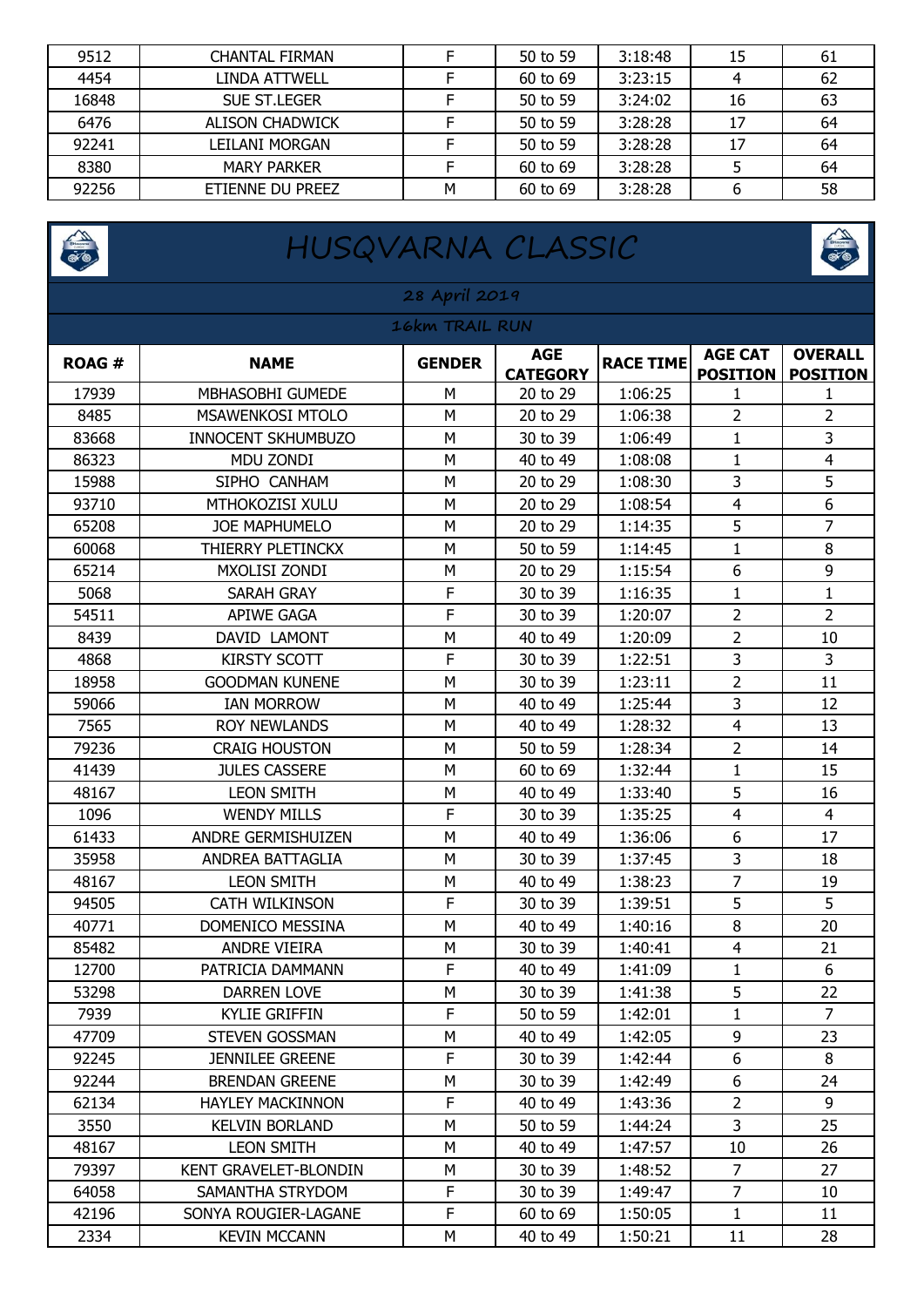| 9512 | CHANTAL FIRMAN | F | 50 to 59 | 3:18:48 | 15 | 61 |
|---|---|---|---|---|---|---|
| 4454 | LINDA ATTWELL | F | 60 to 69 | 3:23:15 | 4 | 62 |
| 16848 | SUE ST.LEGER | F | 50 to 59 | 3:24:02 | 16 | 63 |
| 6476 | ALISON CHADWICK | F | 50 to 59 | 3:28:28 | 17 | 64 |
| 92241 | LEILANI MORGAN | F | 50 to 59 | 3:28:28 | 17 | 64 |
| 8380 | MARY PARKER | F | 60 to 69 | 3:28:28 | 5 | 64 |
| 92256 | ETIENNE DU PREEZ | M | 60 to 69 | 3:28:28 | 6 | 58 |

# HUSQVARNA CLASSIC

## 28 April 2019

### 16km TRAIL RUN

| ROAG # | NAME | GENDER | AGE CATEGORY | RACE TIME | AGE CAT POSITION | OVERALL POSITION |
|---|---|---|---|---|---|---|
| 17939 | MBHASOBHI GUMEDE | M | 20 to 29 | 1:06:25 | 1 | 1 |
| 8485 | MSAWENKOSI MTOLO | M | 20 to 29 | 1:06:38 | 2 | 2 |
| 83668 | INNOCENT SKHUMBUZO | M | 30 to 39 | 1:06:49 | 1 | 3 |
| 86323 | MDU ZONDI | M | 40 to 49 | 1:08:08 | 1 | 4 |
| 15988 | SIPHO CANHAM | M | 20 to 29 | 1:08:30 | 3 | 5 |
| 93710 | MTHOKOZISI XULU | M | 20 to 29 | 1:08:54 | 4 | 6 |
| 65208 | JOE MAPHUMELO | M | 20 to 29 | 1:14:35 | 5 | 7 |
| 60068 | THIERRY PLETINCKX | M | 50 to 59 | 1:14:45 | 1 | 8 |
| 65214 | MXOLISI ZONDI | M | 20 to 29 | 1:15:54 | 6 | 9 |
| 5068 | SARAH GRAY | F | 30 to 39 | 1:16:35 | 1 | 1 |
| 54511 | APIWE GAGA | F | 30 to 39 | 1:20:07 | 2 | 2 |
| 8439 | DAVID LAMONT | M | 40 to 49 | 1:20:09 | 2 | 10 |
| 4868 | KIRSTY SCOTT | F | 30 to 39 | 1:22:51 | 3 | 3 |
| 18958 | GOODMAN KUNENE | M | 30 to 39 | 1:23:11 | 2 | 11 |
| 59066 | IAN MORROW | M | 40 to 49 | 1:25:44 | 3 | 12 |
| 7565 | ROY NEWLANDS | M | 40 to 49 | 1:28:32 | 4 | 13 |
| 79236 | CRAIG HOUSTON | M | 50 to 59 | 1:28:34 | 2 | 14 |
| 41439 | JULES CASSERE | M | 60 to 69 | 1:32:44 | 1 | 15 |
| 48167 | LEON SMITH | M | 40 to 49 | 1:33:40 | 5 | 16 |
| 1096 | WENDY MILLS | F | 30 to 39 | 1:35:25 | 4 | 4 |
| 61433 | ANDRE GERMISHUIZEN | M | 40 to 49 | 1:36:06 | 6 | 17 |
| 35958 | ANDREA BATTAGLIA | M | 30 to 39 | 1:37:45 | 3 | 18 |
| 48167 | LEON SMITH | M | 40 to 49 | 1:38:23 | 7 | 19 |
| 94505 | CATH WILKINSON | F | 30 to 39 | 1:39:51 | 5 | 5 |
| 40771 | DOMENICO MESSINA | M | 40 to 49 | 1:40:16 | 8 | 20 |
| 85482 | ANDRE VIEIRA | M | 30 to 39 | 1:40:41 | 4 | 21 |
| 12700 | PATRICIA DAMMANN | F | 40 to 49 | 1:41:09 | 1 | 6 |
| 53298 | DARREN LOVE | M | 30 to 39 | 1:41:38 | 5 | 22 |
| 7939 | KYLIE GRIFFIN | F | 50 to 59 | 1:42:01 | 1 | 7 |
| 47709 | STEVEN GOSSMAN | M | 40 to 49 | 1:42:05 | 9 | 23 |
| 92245 | JENNILEE GREENE | F | 30 to 39 | 1:42:44 | 6 | 8 |
| 92244 | BRENDAN GREENE | M | 30 to 39 | 1:42:49 | 6 | 24 |
| 62134 | HAYLEY MACKINNON | F | 40 to 49 | 1:43:36 | 2 | 9 |
| 3550 | KELVIN BORLAND | M | 50 to 59 | 1:44:24 | 3 | 25 |
| 48167 | LEON SMITH | M | 40 to 49 | 1:47:57 | 10 | 26 |
| 79397 | KENT GRAVELET-BLONDIN | M | 30 to 39 | 1:48:52 | 7 | 27 |
| 64058 | SAMANTHA STRYDOM | F | 30 to 39 | 1:49:47 | 7 | 10 |
| 42196 | SONYA ROUGIER-LAGANE | F | 60 to 69 | 1:50:05 | 1 | 11 |
| 2334 | KEVIN MCCANN | M | 40 to 49 | 1:50:21 | 11 | 28 |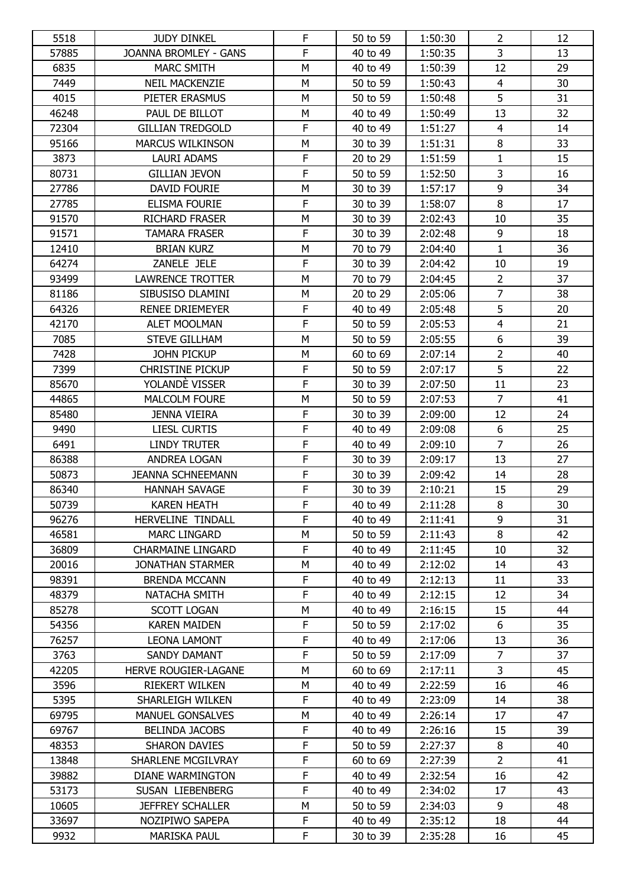| 5518 | JUDY DINKEL | F | 50 to 59 | 1:50:30 | 2 | 12 |
|---|---|---|---|---|---|---|
| 57885 | JOANNA BROMLEY - GANS | F | 40 to 49 | 1:50:35 | 3 | 13 |
| 6835 | MARC SMITH | M | 40 to 49 | 1:50:39 | 12 | 29 |
| 7449 | NEIL MACKENZIE | M | 50 to 59 | 1:50:43 | 4 | 30 |
| 4015 | PIETER ERASMUS | M | 50 to 59 | 1:50:48 | 5 | 31 |
| 46248 | PAUL DE BILLOT | M | 40 to 49 | 1:50:49 | 13 | 32 |
| 72304 | GILLIAN TREDGOLD | F | 40 to 49 | 1:51:27 | 4 | 14 |
| 95166 | MARCUS WILKINSON | M | 30 to 39 | 1:51:31 | 8 | 33 |
| 3873 | LAURI ADAMS | F | 20 to 29 | 1:51:59 | 1 | 15 |
| 80731 | GILLIAN JEVON | F | 50 to 59 | 1:52:50 | 3 | 16 |
| 27786 | DAVID FOURIE | M | 30 to 39 | 1:57:17 | 9 | 34 |
| 27785 | ELISMA FOURIE | F | 30 to 39 | 1:58:07 | 8 | 17 |
| 91570 | RICHARD FRASER | M | 30 to 39 | 2:02:43 | 10 | 35 |
| 91571 | TAMARA FRASER | F | 30 to 39 | 2:02:48 | 9 | 18 |
| 12410 | BRIAN KURZ | M | 70 to 79 | 2:04:40 | 1 | 36 |
| 64274 | ZANELE JELE | F | 30 to 39 | 2:04:42 | 10 | 19 |
| 93499 | LAWRENCE TROTTER | M | 70 to 79 | 2:04:45 | 2 | 37 |
| 81186 | SIBUSISO DLAMINI | M | 20 to 29 | 2:05:06 | 7 | 38 |
| 64326 | RENEE DRIEMEYER | F | 40 to 49 | 2:05:48 | 5 | 20 |
| 42170 | ALET MOOLMAN | F | 50 to 59 | 2:05:53 | 4 | 21 |
| 7085 | STEVE GILLHAM | M | 50 to 59 | 2:05:55 | 6 | 39 |
| 7428 | JOHN PICKUP | M | 60 to 69 | 2:07:14 | 2 | 40 |
| 7399 | CHRISTINE PICKUP | F | 50 to 59 | 2:07:17 | 5 | 22 |
| 85670 | YOLANDÈ VISSER | F | 30 to 39 | 2:07:50 | 11 | 23 |
| 44865 | MALCOLM FOURE | M | 50 to 59 | 2:07:53 | 7 | 41 |
| 85480 | JENNA VIEIRA | F | 30 to 39 | 2:09:00 | 12 | 24 |
| 9490 | LIESL CURTIS | F | 40 to 49 | 2:09:08 | 6 | 25 |
| 6491 | LINDY TRUTER | F | 40 to 49 | 2:09:10 | 7 | 26 |
| 86388 | ANDREA LOGAN | F | 30 to 39 | 2:09:17 | 13 | 27 |
| 50873 | JEANNA SCHNEEMANN | F | 30 to 39 | 2:09:42 | 14 | 28 |
| 86340 | HANNAH SAVAGE | F | 30 to 39 | 2:10:21 | 15 | 29 |
| 50739 | KAREN HEATH | F | 40 to 49 | 2:11:28 | 8 | 30 |
| 96276 | HERVELINE TINDALL | F | 40 to 49 | 2:11:41 | 9 | 31 |
| 46581 | MARC LINGARD | M | 50 to 59 | 2:11:43 | 8 | 42 |
| 36809 | CHARMAINE LINGARD | F | 40 to 49 | 2:11:45 | 10 | 32 |
| 20016 | JONATHAN STARMER | M | 40 to 49 | 2:12:02 | 14 | 43 |
| 98391 | BRENDA MCCANN | F | 40 to 49 | 2:12:13 | 11 | 33 |
| 48379 | NATACHA SMITH | F | 40 to 49 | 2:12:15 | 12 | 34 |
| 85278 | SCOTT LOGAN | M | 40 to 49 | 2:16:15 | 15 | 44 |
| 54356 | KAREN MAIDEN | F | 50 to 59 | 2:17:02 | 6 | 35 |
| 76257 | LEONA LAMONT | F | 40 to 49 | 2:17:06 | 13 | 36 |
| 3763 | SANDY DAMANT | F | 50 to 59 | 2:17:09 | 7 | 37 |
| 42205 | HERVE ROUGIER-LAGANE | M | 60 to 69 | 2:17:11 | 3 | 45 |
| 3596 | RIEKERT WILKEN | M | 40 to 49 | 2:22:59 | 16 | 46 |
| 5395 | SHARLEIGH WILKEN | F | 40 to 49 | 2:23:09 | 14 | 38 |
| 69795 | MANUEL GONSALVES | M | 40 to 49 | 2:26:14 | 17 | 47 |
| 69767 | BELINDA JACOBS | F | 40 to 49 | 2:26:16 | 15 | 39 |
| 48353 | SHARON DAVIES | F | 50 to 59 | 2:27:37 | 8 | 40 |
| 13848 | SHARLENE MCGILVRAY | F | 60 to 69 | 2:27:39 | 2 | 41 |
| 39882 | DIANE WARMINGTON | F | 40 to 49 | 2:32:54 | 16 | 42 |
| 53173 | SUSAN LIEBENBERG | F | 40 to 49 | 2:34:02 | 17 | 43 |
| 10605 | JEFFREY SCHALLER | M | 50 to 59 | 2:34:03 | 9 | 48 |
| 33697 | NOZIPIWO SAPEPA | F | 40 to 49 | 2:35:12 | 18 | 44 |
| 9932 | MARISKA PAUL | F | 30 to 39 | 2:35:28 | 16 | 45 |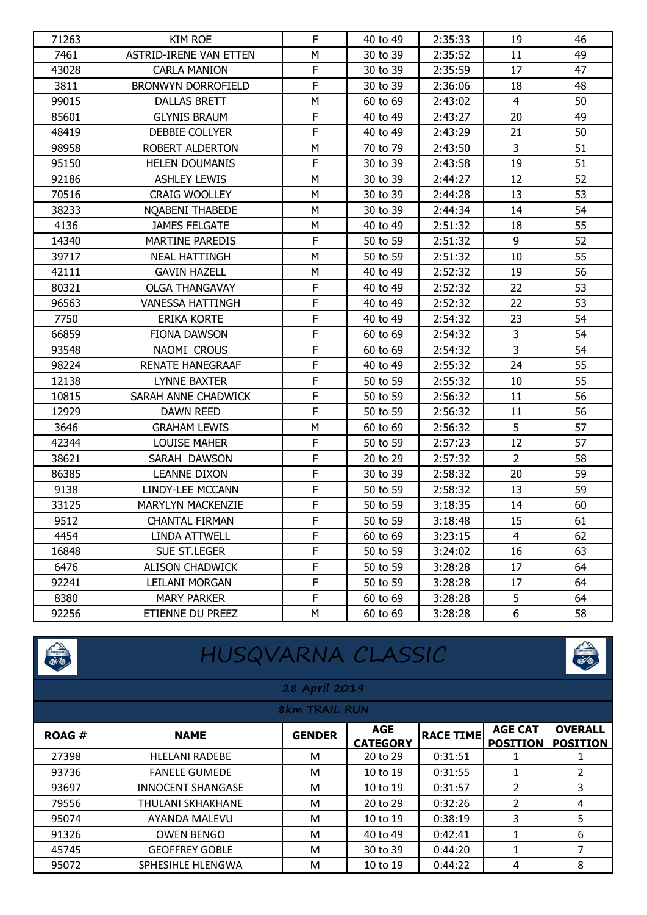| 71263 | KIM ROE | F | 40 to 49 | 2:35:33 | 19 | 46 |
|---|---|---|---|---|---|---|
| 7461 | ASTRID-IRENE VAN ETTEN | M | 30 to 39 | 2:35:52 | 11 | 49 |
| 43028 | CARLA MANION | F | 30 to 39 | 2:35:59 | 17 | 47 |
| 3811 | BRONWYN DORROFIELD | F | 30 to 39 | 2:36:06 | 18 | 48 |
| 99015 | DALLAS BRETT | M | 60 to 69 | 2:43:02 | 4 | 50 |
| 85601 | GLYNIS BRAUM | F | 40 to 49 | 2:43:27 | 20 | 49 |
| 48419 | DEBBIE COLLYER | F | 40 to 49 | 2:43:29 | 21 | 50 |
| 98958 | ROBERT ALDERTON | M | 70 to 79 | 2:43:50 | 3 | 51 |
| 95150 | HELEN DOUMANIS | F | 30 to 39 | 2:43:58 | 19 | 51 |
| 92186 | ASHLEY LEWIS | M | 30 to 39 | 2:44:27 | 12 | 52 |
| 70516 | CRAIG WOOLLEY | M | 30 to 39 | 2:44:28 | 13 | 53 |
| 38233 | NQABENI THABEDE | M | 30 to 39 | 2:44:34 | 14 | 54 |
| 4136 | JAMES FELGATE | M | 40 to 49 | 2:51:32 | 18 | 55 |
| 14340 | MARTINE PAREDIS | F | 50 to 59 | 2:51:32 | 9 | 52 |
| 39717 | NEAL HATTINGH | M | 50 to 59 | 2:51:32 | 10 | 55 |
| 42111 | GAVIN HAZELL | M | 40 to 49 | 2:52:32 | 19 | 56 |
| 80321 | OLGA THANGAVAY | F | 40 to 49 | 2:52:32 | 22 | 53 |
| 96563 | VANESSA HATTINGH | F | 40 to 49 | 2:52:32 | 22 | 53 |
| 7750 | ERIKA KORTE | F | 40 to 49 | 2:54:32 | 23 | 54 |
| 66859 | FIONA DAWSON | F | 60 to 69 | 2:54:32 | 3 | 54 |
| 93548 | NAOMI CROUS | F | 60 to 69 | 2:54:32 | 3 | 54 |
| 98224 | RENATE HANEGRAAF | F | 40 to 49 | 2:55:32 | 24 | 55 |
| 12138 | LYNNE BAXTER | F | 50 to 59 | 2:55:32 | 10 | 55 |
| 10815 | SARAH ANNE CHADWICK | F | 50 to 59 | 2:56:32 | 11 | 56 |
| 12929 | DAWN REED | F | 50 to 59 | 2:56:32 | 11 | 56 |
| 3646 | GRAHAM LEWIS | M | 60 to 69 | 2:56:32 | 5 | 57 |
| 42344 | LOUISE MAHER | F | 50 to 59 | 2:57:23 | 12 | 57 |
| 38621 | SARAH DAWSON | F | 20 to 29 | 2:57:32 | 2 | 58 |
| 86385 | LEANNE DIXON | F | 30 to 39 | 2:58:32 | 20 | 59 |
| 9138 | LINDY-LEE MCCANN | F | 50 to 59 | 2:58:32 | 13 | 59 |
| 33125 | MARYLYN MACKENZIE | F | 50 to 59 | 3:18:35 | 14 | 60 |
| 9512 | CHANTAL FIRMAN | F | 50 to 59 | 3:18:48 | 15 | 61 |
| 4454 | LINDA ATTWELL | F | 60 to 69 | 3:23:15 | 4 | 62 |
| 16848 | SUE ST.LEGER | F | 50 to 59 | 3:24:02 | 16 | 63 |
| 6476 | ALISON CHADWICK | F | 50 to 59 | 3:28:28 | 17 | 64 |
| 92241 | LEILANI MORGAN | F | 50 to 59 | 3:28:28 | 17 | 64 |
| 8380 | MARY PARKER | F | 60 to 69 | 3:28:28 | 5 | 64 |
| 92256 | ETIENNE DU PREEZ | M | 60 to 69 | 3:28:28 | 6 | 58 |

# HUSQVARNA CLASSIC

**28 April 2019**

**8km TRAIL RUN**

| ROAG # | NAME | GENDER | AGE CATEGORY | RACE TIME | AGE CAT POSITION | OVERALL POSITION |
|---|---|---|---|---|---|---|
| 27398 | HLELANI RADEBE | M | 20 to 29 | 0:31:51 | 1 | 1 |
| 93736 | FANELE GUMEDE | M | 10 to 19 | 0:31:55 | 1 | 2 |
| 93697 | INNOCENT SHANGASE | M | 10 to 19 | 0:31:57 | 2 | 3 |
| 79556 | THULANI SKHAKHANE | M | 20 to 29 | 0:32:26 | 2 | 4 |
| 95074 | AYANDA MALEVU | M | 10 to 19 | 0:38:19 | 3 | 5 |
| 91326 | OWEN BENGO | M | 40 to 49 | 0:42:41 | 1 | 6 |
| 45745 | GEOFFREY GOBLE | M | 30 to 39 | 0:44:20 | 1 | 7 |
| 95072 | SPHESIHLE HLENGWA | M | 10 to 19 | 0:44:22 | 4 | 8 |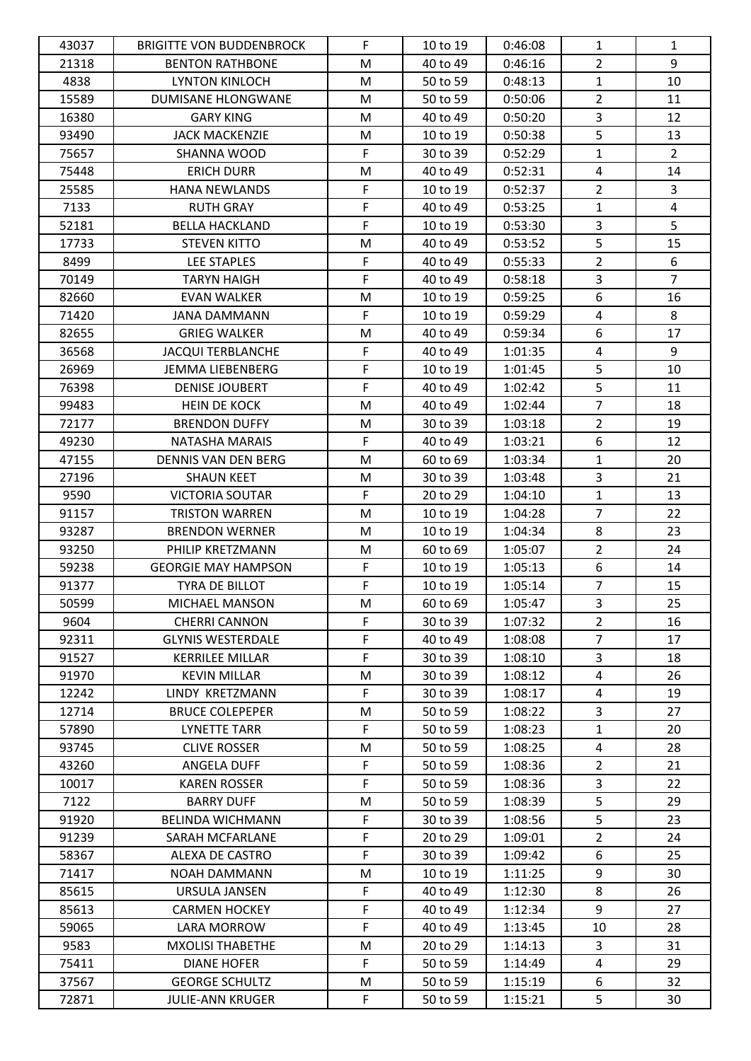| 43037 | BRIGITTE VON BUDDENBROCK | F | 10 to 19 | 0:46:08 | 1 | 1 |
|---|---|---|---|---|---|---|
| 21318 | BENTON RATHBONE | M | 40 to 49 | 0:46:16 | 2 | 9 |
| 4838 | LYNTON KINLOCH | M | 50 to 59 | 0:48:13 | 1 | 10 |
| 15589 | DUMISANE HLONGWANE | M | 50 to 59 | 0:50:06 | 2 | 11 |
| 16380 | GARY KING | M | 40 to 49 | 0:50:20 | 3 | 12 |
| 93490 | JACK MACKENZIE | M | 10 to 19 | 0:50:38 | 5 | 13 |
| 75657 | SHANNA WOOD | F | 30 to 39 | 0:52:29 | 1 | 2 |
| 75448 | ERICH DURR | M | 40 to 49 | 0:52:31 | 4 | 14 |
| 25585 | HANA NEWLANDS | F | 10 to 19 | 0:52:37 | 2 | 3 |
| 7133 | RUTH GRAY | F | 40 to 49 | 0:53:25 | 1 | 4 |
| 52181 | BELLA HACKLAND | F | 10 to 19 | 0:53:30 | 3 | 5 |
| 17733 | STEVEN KITTO | M | 40 to 49 | 0:53:52 | 5 | 15 |
| 8499 | LEE STAPLES | F | 40 to 49 | 0:55:33 | 2 | 6 |
| 70149 | TARYN HAIGH | F | 40 to 49 | 0:58:18 | 3 | 7 |
| 82660 | EVAN WALKER | M | 10 to 19 | 0:59:25 | 6 | 16 |
| 71420 | JANA DAMMANN | F | 10 to 19 | 0:59:29 | 4 | 8 |
| 82655 | GRIEG WALKER | M | 40 to 49 | 0:59:34 | 6 | 17 |
| 36568 | JACQUI TERBLANCHE | F | 40 to 49 | 1:01:35 | 4 | 9 |
| 26969 | JEMMA LIEBENBERG | F | 10 to 19 | 1:01:45 | 5 | 10 |
| 76398 | DENISE JOUBERT | F | 40 to 49 | 1:02:42 | 5 | 11 |
| 99483 | HEIN DE KOCK | M | 40 to 49 | 1:02:44 | 7 | 18 |
| 72177 | BRENDON DUFFY | M | 30 to 39 | 1:03:18 | 2 | 19 |
| 49230 | NATASHA MARAIS | F | 40 to 49 | 1:03:21 | 6 | 12 |
| 47155 | DENNIS VAN DEN BERG | M | 60 to 69 | 1:03:34 | 1 | 20 |
| 27196 | SHAUN KEET | M | 30 to 39 | 1:03:48 | 3 | 21 |
| 9590 | VICTORIA SOUTAR | F | 20 to 29 | 1:04:10 | 1 | 13 |
| 91157 | TRISTON WARREN | M | 10 to 19 | 1:04:28 | 7 | 22 |
| 93287 | BRENDON WERNER | M | 10 to 19 | 1:04:34 | 8 | 23 |
| 93250 | PHILIP KRETZMANN | M | 60 to 69 | 1:05:07 | 2 | 24 |
| 59238 | GEORGIE MAY HAMPSON | F | 10 to 19 | 1:05:13 | 6 | 14 |
| 91377 | TYRA DE BILLOT | F | 10 to 19 | 1:05:14 | 7 | 15 |
| 50599 | MICHAEL MANSON | M | 60 to 69 | 1:05:47 | 3 | 25 |
| 9604 | CHERRI CANNON | F | 30 to 39 | 1:07:32 | 2 | 16 |
| 92311 | GLYNIS WESTERDALE | F | 40 to 49 | 1:08:08 | 7 | 17 |
| 91527 | KERRILEE MILLAR | F | 30 to 39 | 1:08:10 | 3 | 18 |
| 91970 | KEVIN MILLAR | M | 30 to 39 | 1:08:12 | 4 | 26 |
| 12242 | LINDY KRETZMANN | F | 30 to 39 | 1:08:17 | 4 | 19 |
| 12714 | BRUCE COLEPEPER | M | 50 to 59 | 1:08:22 | 3 | 27 |
| 57890 | LYNETTE TARR | F | 50 to 59 | 1:08:23 | 1 | 20 |
| 93745 | CLIVE ROSSER | M | 50 to 59 | 1:08:25 | 4 | 28 |
| 43260 | ANGELA DUFF | F | 50 to 59 | 1:08:36 | 2 | 21 |
| 10017 | KAREN ROSSER | F | 50 to 59 | 1:08:36 | 3 | 22 |
| 7122 | BARRY DUFF | M | 50 to 59 | 1:08:39 | 5 | 29 |
| 91920 | BELINDA WICHMANN | F | 30 to 39 | 1:08:56 | 5 | 23 |
| 91239 | SARAH MCFARLANE | F | 20 to 29 | 1:09:01 | 2 | 24 |
| 58367 | ALEXA DE CASTRO | F | 30 to 39 | 1:09:42 | 6 | 25 |
| 71417 | NOAH DAMMANN | M | 10 to 19 | 1:11:25 | 9 | 30 |
| 85615 | URSULA JANSEN | F | 40 to 49 | 1:12:30 | 8 | 26 |
| 85613 | CARMEN HOCKEY | F | 40 to 49 | 1:12:34 | 9 | 27 |
| 59065 | LARA MORROW | F | 40 to 49 | 1:13:45 | 10 | 28 |
| 9583 | MXOLISI THABETHE | M | 20 to 29 | 1:14:13 | 3 | 31 |
| 75411 | DIANE HOFER | F | 50 to 59 | 1:14:49 | 4 | 29 |
| 37567 | GEORGE SCHULTZ | M | 50 to 59 | 1:15:19 | 6 | 32 |
| 72871 | JULIE-ANN KRUGER | F | 50 to 59 | 1:15:21 | 5 | 30 |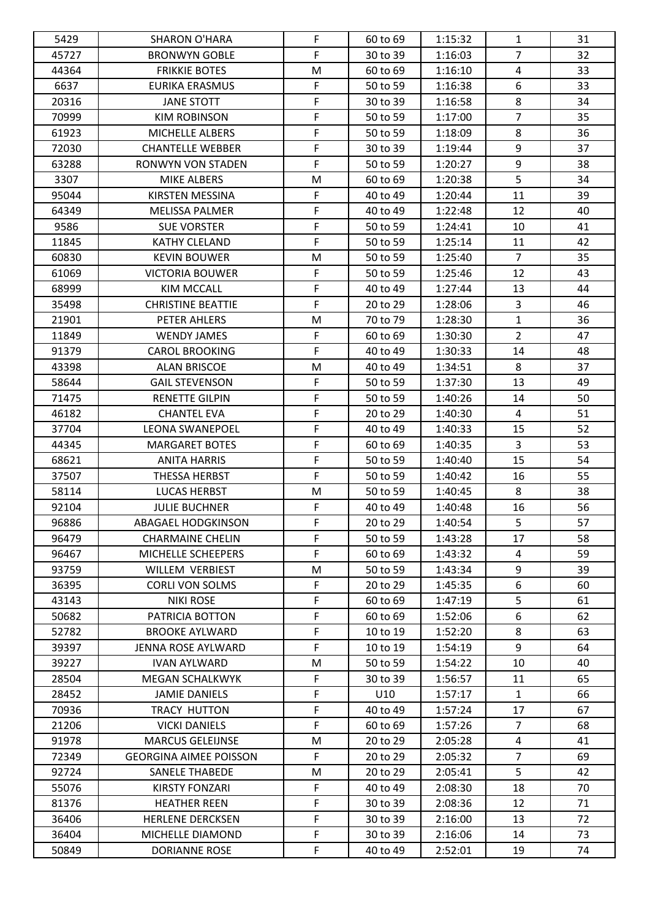| | | | | | | |
|---|---|---|---|---|---|---|
| 5429 | SHARON O'HARA | F | 60 to 69 | 1:15:32 | 1 | 31 |
| 45727 | BRONWYN GOBLE | F | 30 to 39 | 1:16:03 | 7 | 32 |
| 44364 | FRIKKIE BOTES | M | 60 to 69 | 1:16:10 | 4 | 33 |
| 6637 | EURIKA ERASMUS | F | 50 to 59 | 1:16:38 | 6 | 33 |
| 20316 | JANE STOTT | F | 30 to 39 | 1:16:58 | 8 | 34 |
| 70999 | KIM ROBINSON | F | 50 to 59 | 1:17:00 | 7 | 35 |
| 61923 | MICHELLE ALBERS | F | 50 to 59 | 1:18:09 | 8 | 36 |
| 72030 | CHANTELLE WEBBER | F | 30 to 39 | 1:19:44 | 9 | 37 |
| 63288 | RONWYN VON STADEN | F | 50 to 59 | 1:20:27 | 9 | 38 |
| 3307 | MIKE ALBERS | M | 60 to 69 | 1:20:38 | 5 | 34 |
| 95044 | KIRSTEN MESSINA | F | 40 to 49 | 1:20:44 | 11 | 39 |
| 64349 | MELISSA PALMER | F | 40 to 49 | 1:22:48 | 12 | 40 |
| 9586 | SUE VORSTER | F | 50 to 59 | 1:24:41 | 10 | 41 |
| 11845 | KATHY CLELAND | F | 50 to 59 | 1:25:14 | 11 | 42 |
| 60830 | KEVIN BOUWER | M | 50 to 59 | 1:25:40 | 7 | 35 |
| 61069 | VICTORIA BOUWER | F | 50 to 59 | 1:25:46 | 12 | 43 |
| 68999 | KIM MCCALL | F | 40 to 49 | 1:27:44 | 13 | 44 |
| 35498 | CHRISTINE BEATTIE | F | 20 to 29 | 1:28:06 | 3 | 46 |
| 21901 | PETER AHLERS | M | 70 to 79 | 1:28:30 | 1 | 36 |
| 11849 | WENDY JAMES | F | 60 to 69 | 1:30:30 | 2 | 47 |
| 91379 | CAROL BROOKING | F | 40 to 49 | 1:30:33 | 14 | 48 |
| 43398 | ALAN BRISCOE | M | 40 to 49 | 1:34:51 | 8 | 37 |
| 58644 | GAIL STEVENSON | F | 50 to 59 | 1:37:30 | 13 | 49 |
| 71475 | RENETTE GILPIN | F | 50 to 59 | 1:40:26 | 14 | 50 |
| 46182 | CHANTEL EVA | F | 20 to 29 | 1:40:30 | 4 | 51 |
| 37704 | LEONA SWANEPOEL | F | 40 to 49 | 1:40:33 | 15 | 52 |
| 44345 | MARGARET BOTES | F | 60 to 69 | 1:40:35 | 3 | 53 |
| 68621 | ANITA HARRIS | F | 50 to 59 | 1:40:40 | 15 | 54 |
| 37507 | THESSA HERBST | F | 50 to 59 | 1:40:42 | 16 | 55 |
| 58114 | LUCAS HERBST | M | 50 to 59 | 1:40:45 | 8 | 38 |
| 92104 | JULIE BUCHNER | F | 40 to 49 | 1:40:48 | 16 | 56 |
| 96886 | ABAGAEL HODGKINSON | F | 20 to 29 | 1:40:54 | 5 | 57 |
| 96479 | CHARMAINE CHELIN | F | 50 to 59 | 1:43:28 | 17 | 58 |
| 96467 | MICHELLE SCHEEPERS | F | 60 to 69 | 1:43:32 | 4 | 59 |
| 93759 | WILLEM VERBIEST | M | 50 to 59 | 1:43:34 | 9 | 39 |
| 36395 | CORLI VON SOLMS | F | 20 to 29 | 1:45:35 | 6 | 60 |
| 43143 | NIKI ROSE | F | 60 to 69 | 1:47:19 | 5 | 61 |
| 50682 | PATRICIA BOTTON | F | 60 to 69 | 1:52:06 | 6 | 62 |
| 52782 | BROOKE AYLWARD | F | 10 to 19 | 1:52:20 | 8 | 63 |
| 39397 | JENNA ROSE AYLWARD | F | 10 to 19 | 1:54:19 | 9 | 64 |
| 39227 | IVAN AYLWARD | M | 50 to 59 | 1:54:22 | 10 | 40 |
| 28504 | MEGAN SCHALKWYK | F | 30 to 39 | 1:56:57 | 11 | 65 |
| 28452 | JAMIE DANIELS | F | U10 | 1:57:17 | 1 | 66 |
| 70936 | TRACY HUTTON | F | 40 to 49 | 1:57:24 | 17 | 67 |
| 21206 | VICKI DANIELS | F | 60 to 69 | 1:57:26 | 7 | 68 |
| 91978 | MARCUS GELEIJNSE | M | 20 to 29 | 2:05:28 | 4 | 41 |
| 72349 | GEORGINA AIMEE POISSON | F | 20 to 29 | 2:05:32 | 7 | 69 |
| 92724 | SANELE THABEDE | M | 20 to 29 | 2:05:41 | 5 | 42 |
| 55076 | KIRSTY FONZARI | F | 40 to 49 | 2:08:30 | 18 | 70 |
| 81376 | HEATHER REEN | F | 30 to 39 | 2:08:36 | 12 | 71 |
| 36406 | HERLENE DERCKSEN | F | 30 to 39 | 2:16:00 | 13 | 72 |
| 36404 | MICHELLE DIAMOND | F | 30 to 39 | 2:16:06 | 14 | 73 |
| 50849 | DORIANNE ROSE | F | 40 to 49 | 2:52:01 | 19 | 74 |